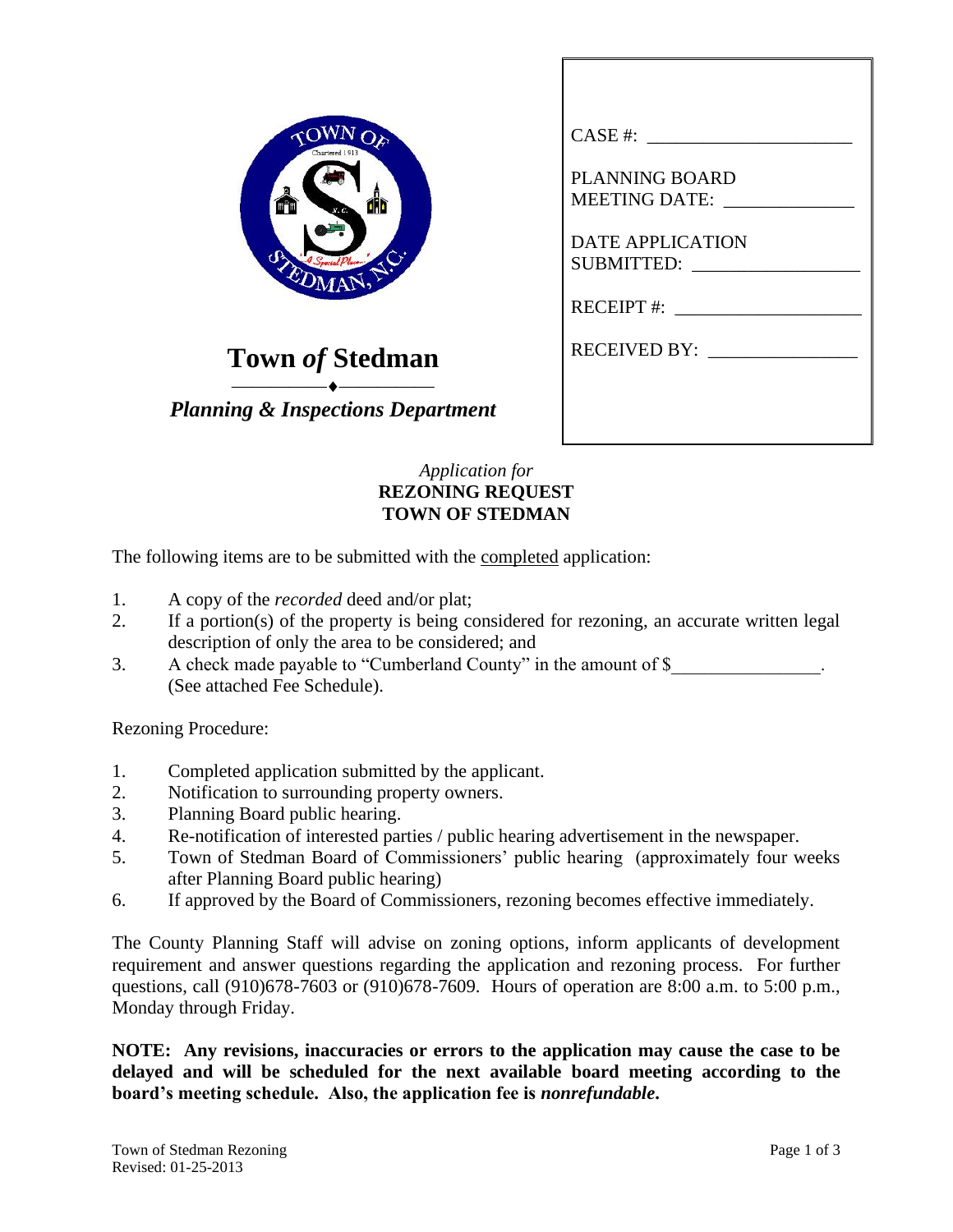# Town *of* Stedman

*Planning & Inspections Department*

CASE #: ______________________

PLANNING BOARD MEETING DATE: ______________

DATE APPLICATION SUBMITTED: __________________

RECEIPT #: ____________________

RECEIVED BY: ________________

*Application for*
**REZONING REQUEST**
**TOWN OF STEDMAN**

The following items are to be submitted with the completed application:

1. A copy of the *recorded* deed and/or plat;
2. If a portion(s) of the property is being considered for rezoning, an accurate written legal description of only the area to be considered; and
3. A check made payable to "Cumberland County" in the amount of $________________. (See attached Fee Schedule).

Rezoning Procedure:

1. Completed application submitted by the applicant.
2. Notification to surrounding property owners.
3. Planning Board public hearing.
4. Re-notification of interested parties / public hearing advertisement in the newspaper.
5. Town of Stedman Board of Commissioners' public hearing (approximately four weeks after Planning Board public hearing)
6. If approved by the Board of Commissioners, rezoning becomes effective immediately.

The County Planning Staff will advise on zoning options, inform applicants of development requirement and answer questions regarding the application and rezoning process. For further questions, call (910)678-7603 or (910)678-7609. Hours of operation are 8:00 a.m. to 5:00 p.m., Monday through Friday.

**NOTE: Any revisions, inaccuracies or errors to the application may cause the case to be delayed and will be scheduled for the next available board meeting according to the board's meeting schedule. Also, the application fee is *nonrefundable*.**

Town of Stedman Rezoning
Revised: 01-25-2013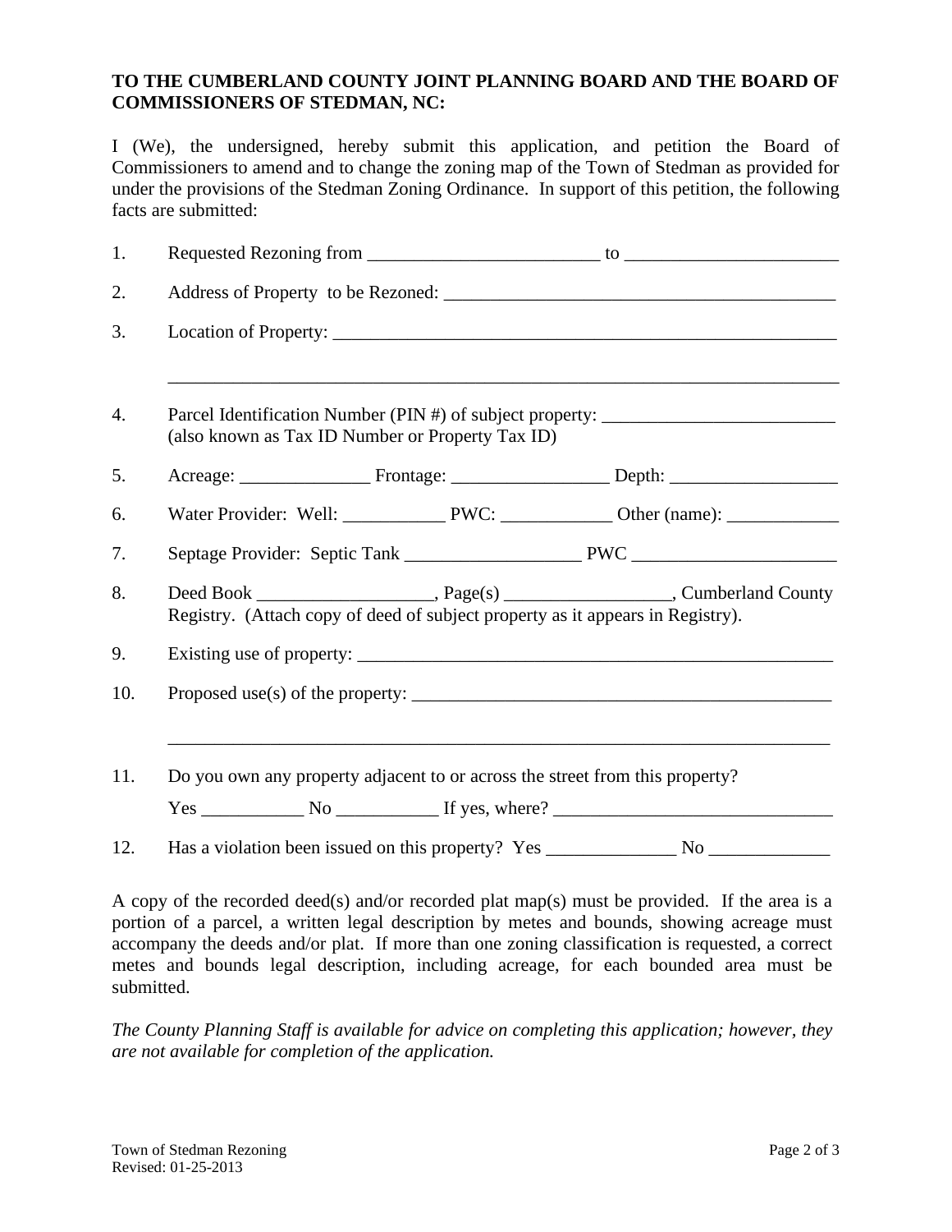**TO THE CUMBERLAND COUNTY JOINT PLANNING BOARD AND THE BOARD OF COMMISSIONERS OF STEDMAN, NC:**

I (We), the undersigned, hereby submit this application, and petition the Board of Commissioners to amend and to change the zoning map of the Town of Stedman as provided for under the provisions of the Stedman Zoning Ordinance. In support of this petition, the following facts are submitted:

1. Requested Rezoning from _________________________ to _______________________

2. Address of Property to be Rezoned: ___________________________________________

3. Location of Property: _____________________________________________________

   ________________________________________________________________________

4. Parcel Identification Number (PIN #) of subject property: _________________________
   (also known as Tax ID Number or Property Tax ID)

5. Acreage: ______________ Frontage: _________________ Depth: __________________

6. Water Provider: Well: ___________ PWC: ____________ Other (name): ____________

7. Septage Provider: Septic Tank ___________________ PWC ______________________

8. Deed Book __________________, Page(s) _________________, Cumberland County Registry. (Attach copy of deed of subject property as it appears in Registry).

9. Existing use of property: _____________________________________________________

10. Proposed use(s) of the property: _______________________________________________

    ________________________________________________________________________

11. Do you own any property adjacent to or across the street from this property?

    Yes ___________ No ___________ If yes, where? ______________________________

12. Has a violation been issued on this property? Yes ______________ No _____________

A copy of the recorded deed(s) and/or recorded plat map(s) must be provided. If the area is a portion of a parcel, a written legal description by metes and bounds, showing acreage must accompany the deeds and/or plat. If more than one zoning classification is requested, a correct metes and bounds legal description, including acreage, for each bounded area must be submitted.

*The County Planning Staff is available for advice on completing this application; however, they are not available for completion of the application.*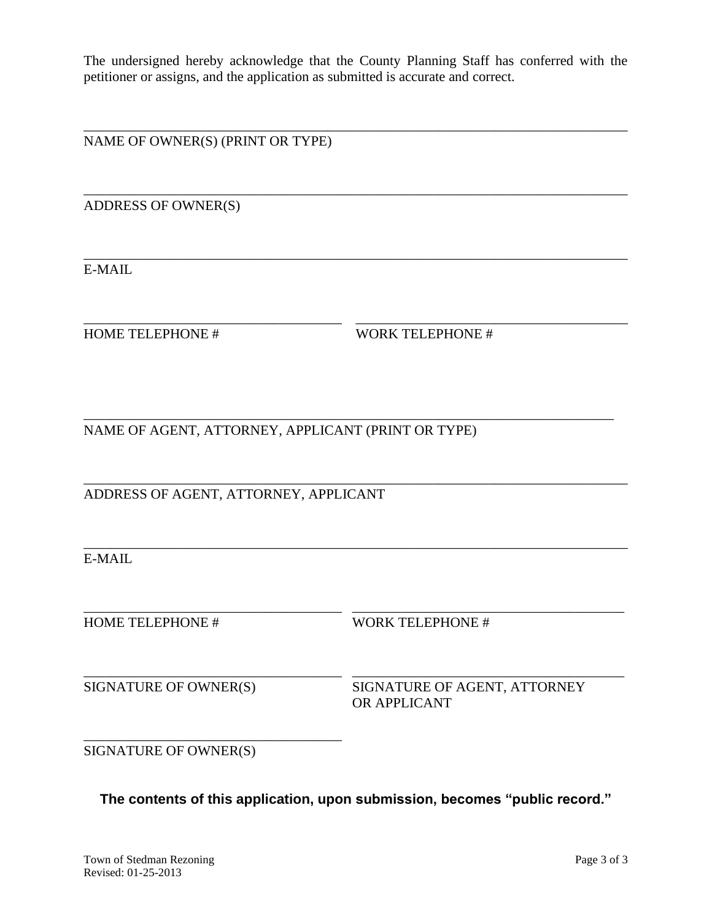The undersigned hereby acknowledge that the County Planning Staff has conferred with the petitioner or assigns, and the application as submitted is accurate and correct.

\_\_\_\_\_\_\_\_\_\_\_\_\_\_\_\_\_\_\_\_\_\_\_\_\_\_\_\_\_\_\_\_\_\_\_\_\_\_\_\_\_\_\_\_\_\_\_\_\_\_\_\_\_\_\_\_\_\_\_\_\_\_\_\_\_\_\_\_\_\_\_\_

NAME OF OWNER(S) (PRINT OR TYPE)

\_\_\_\_\_\_\_\_\_\_\_\_\_\_\_\_\_\_\_\_\_\_\_\_\_\_\_\_\_\_\_\_\_\_\_\_\_\_\_\_\_\_\_\_\_\_\_\_\_\_\_\_\_\_\_\_\_\_\_\_\_\_\_\_\_\_\_\_\_\_\_\_

ADDRESS OF OWNER(S)

\_\_\_\_\_\_\_\_\_\_\_\_\_\_\_\_\_\_\_\_\_\_\_\_\_\_\_\_\_\_\_\_\_\_\_\_\_\_\_\_\_\_\_\_\_\_\_\_\_\_\_\_\_\_\_\_\_\_\_\_\_\_\_\_\_\_\_\_\_\_\_\_

E-MAIL

\_\_\_\_\_\_\_\_\_\_\_\_\_\_\_\_\_\_\_\_\_\_\_\_\_\_\_\_\_\_\_\_\_\_\_\_ \_\_\_\_\_\_\_\_\_\_\_\_\_\_\_\_\_\_\_\_\_\_\_\_\_\_\_\_\_\_\_\_\_\_\_\_

HOME TELEPHONE # WORK TELEPHONE #

\_\_\_\_\_\_\_\_\_\_\_\_\_\_\_\_\_\_\_\_\_\_\_\_\_\_\_\_\_\_\_\_\_\_\_\_\_\_\_\_\_\_\_\_\_\_\_\_\_\_\_\_\_\_\_\_\_\_\_\_\_\_\_\_\_\_\_\_\_\_\_\_

NAME OF AGENT, ATTORNEY, APPLICANT (PRINT OR TYPE)

\_\_\_\_\_\_\_\_\_\_\_\_\_\_\_\_\_\_\_\_\_\_\_\_\_\_\_\_\_\_\_\_\_\_\_\_\_\_\_\_\_\_\_\_\_\_\_\_\_\_\_\_\_\_\_\_\_\_\_\_\_\_\_\_\_\_\_\_\_\_\_\_

ADDRESS OF AGENT, ATTORNEY, APPLICANT

\_\_\_\_\_\_\_\_\_\_\_\_\_\_\_\_\_\_\_\_\_\_\_\_\_\_\_\_\_\_\_\_\_\_\_\_\_\_\_\_\_\_\_\_\_\_\_\_\_\_\_\_\_\_\_\_\_\_\_\_\_\_\_\_\_\_\_\_\_\_\_\_

E-MAIL

\_\_\_\_\_\_\_\_\_\_\_\_\_\_\_\_\_\_\_\_\_\_\_\_\_\_\_\_\_\_\_\_\_\_\_\_ \_\_\_\_\_\_\_\_\_\_\_\_\_\_\_\_\_\_\_\_\_\_\_\_\_\_\_\_\_\_\_\_\_\_\_\_

HOME TELEPHONE # WORK TELEPHONE #

\_\_\_\_\_\_\_\_\_\_\_\_\_\_\_\_\_\_\_\_\_\_\_\_\_\_\_\_\_\_\_\_\_\_\_\_ \_\_\_\_\_\_\_\_\_\_\_\_\_\_\_\_\_\_\_\_\_\_\_\_\_\_\_\_\_\_\_\_\_\_\_\_

SIGNATURE OF OWNER(S) SIGNATURE OF AGENT, ATTORNEY OR APPLICANT

\_\_\_\_\_\_\_\_\_\_\_\_\_\_\_\_\_\_\_\_\_\_\_\_\_\_\_\_\_\_\_\_\_\_\_\_

SIGNATURE OF OWNER(S)

**The contents of this application, upon submission, becomes "public record."**

Town of Stedman Rezoning
Revised: 01-25-2013